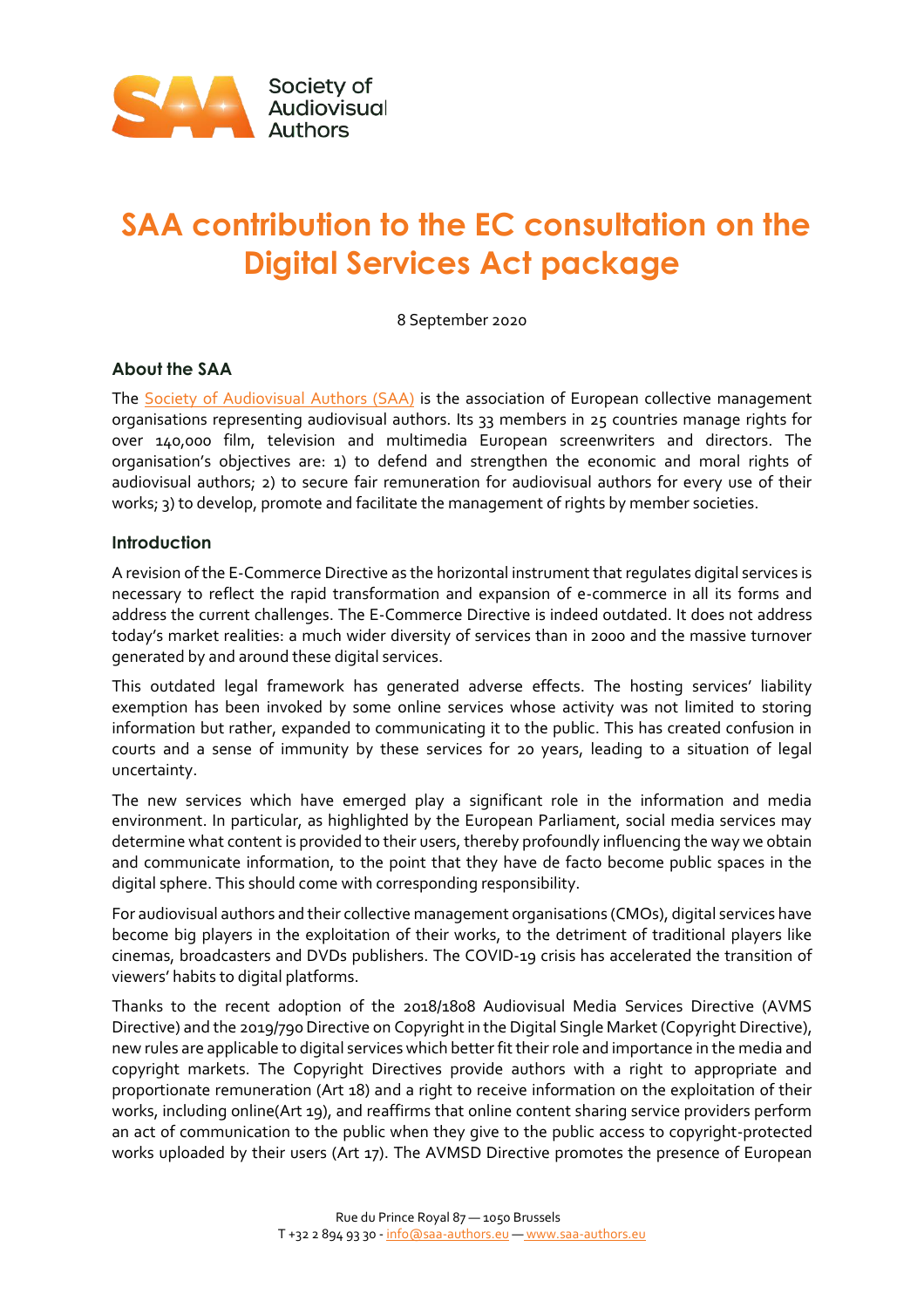# SAA contribution to the EC consultation on the Digital Services Act package

8 September 2020

## About the SAA

The Society of Audiovisual Authors (SAA) is the association of European collective management organisations representing audiovisual authors. Its 33 members in 25 countries manage rights for over 140,000 film, television and multimedia European screenwriters and directors. The organisation's objectives are: 1) to defend and strengthen the economic and moral rights of audiovisual authors; 2) to secure fair remuneration for audiovisual authors for every use of their works; 3) to develop, promote and facilitate the management of rights by member societies.

## Introduction

A revision of the E-Commerce Directive as the horizontal instrument that regulates digital services is necessary to reflect the rapid transformation and expansion of e-commerce in all its forms and address the current challenges. The E-Commerce Directive is indeed outdated. It does not address today's market realities: a much wider diversity of services than in 2000 and the massive turnover generated by and around these digital services.

This outdated legal framework has generated adverse effects. The hosting services' liability exemption has been invoked by some online services whose activity was not limited to storing information but rather, expanded to communicating it to the public. This has created confusion in courts and a sense of immunity by these services for 20 years, leading to a situation of legal uncertainty.

The new services which have emerged play a significant role in the information and media environment. In particular, as highlighted by the European Parliament, social media services may determine what content is provided to their users, thereby profoundly influencing the way we obtain and communicate information, to the point that they have de facto become public spaces in the digital sphere. This should come with corresponding responsibility.

For audiovisual authors and their collective management organisations (CMOs), digital services have become big players in the exploitation of their works, to the detriment of traditional players like cinemas, broadcasters and DVDs publishers. The COVID-19 crisis has accelerated the transition of viewers' habits to digital platforms.

Thanks to the recent adoption of the 2018/1808 Audiovisual Media Services Directive (AVMS Directive) and the 2019/790 Directive on Copyright in the Digital Single Market (Copyright Directive), new rules are applicable to digital services which better fit their role and importance in the media and copyright markets. The Copyright Directives provide authors with a right to appropriate and proportionate remuneration (Art 18) and a right to receive information on the exploitation of their works, including online(Art 19), and reaffirms that online content sharing service providers perform an act of communication to the public when they give to the public access to copyright-protected works uploaded by their users (Art 17). The AVMSD Directive promotes the presence of European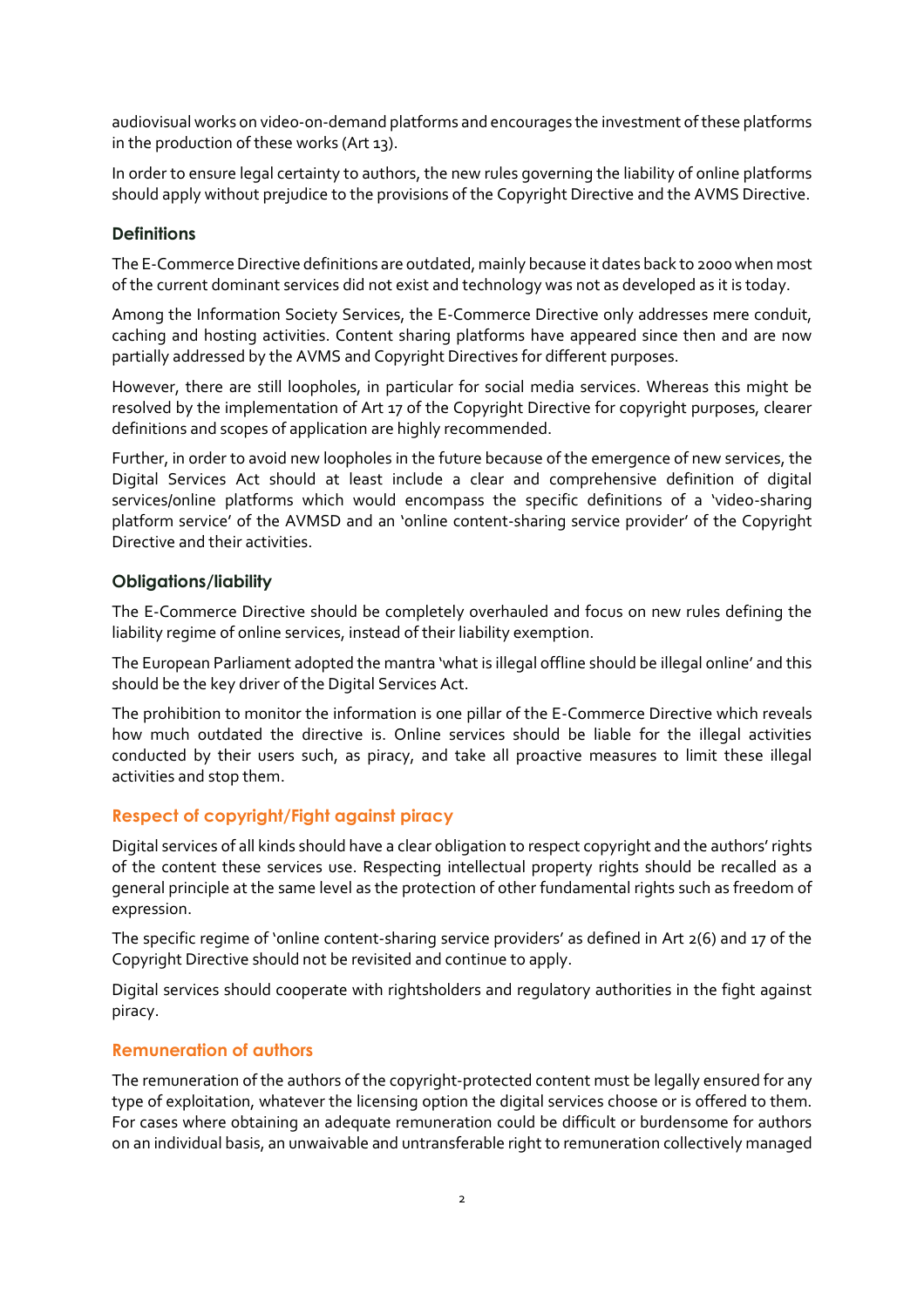audiovisual works on video-on-demand platforms and encourages the investment of these platforms in the production of these works (Art 13).

In order to ensure legal certainty to authors, the new rules governing the liability of online platforms should apply without prejudice to the provisions of the Copyright Directive and the AVMS Directive.

### Definitions

The E-Commerce Directive definitions are outdated, mainly because it dates back to 2000 when most of the current dominant services did not exist and technology was not as developed as it is today.

Among the Information Society Services, the E-Commerce Directive only addresses mere conduit, caching and hosting activities. Content sharing platforms have appeared since then and are now partially addressed by the AVMS and Copyright Directives for different purposes.

However, there are still loopholes, in particular for social media services. Whereas this might be resolved by the implementation of Art 17 of the Copyright Directive for copyright purposes, clearer definitions and scopes of application are highly recommended.

Further, in order to avoid new loopholes in the future because of the emergence of new services, the Digital Services Act should at least include a clear and comprehensive definition of digital services/online platforms which would encompass the specific definitions of a 'video-sharing platform service' of the AVMSD and an 'online content-sharing service provider' of the Copyright Directive and their activities.

### Obligations/liability

The E-Commerce Directive should be completely overhauled and focus on new rules defining the liability regime of online services, instead of their liability exemption.

The European Parliament adopted the mantra 'what is illegal offline should be illegal online' and this should be the key driver of the Digital Services Act.

The prohibition to monitor the information is one pillar of the E-Commerce Directive which reveals how much outdated the directive is. Online services should be liable for the illegal activities conducted by their users such, as piracy, and take all proactive measures to limit these illegal activities and stop them.

## Respect of copyright/Fight against piracy

Digital services of all kinds should have a clear obligation to respect copyright and the authors' rights of the content these services use. Respecting intellectual property rights should be recalled as a general principle at the same level as the protection of other fundamental rights such as freedom of expression.

The specific regime of 'online content-sharing service providers' as defined in Art 2(6) and 17 of the Copyright Directive should not be revisited and continue to apply.

Digital services should cooperate with rightsholders and regulatory authorities in the fight against piracy.

## Remuneration of authors

The remuneration of the authors of the copyright-protected content must be legally ensured for any type of exploitation, whatever the licensing option the digital services choose or is offered to them. For cases where obtaining an adequate remuneration could be difficult or burdensome for authors on an individual basis, an unwaivable and untransferable right to remuneration collectively managed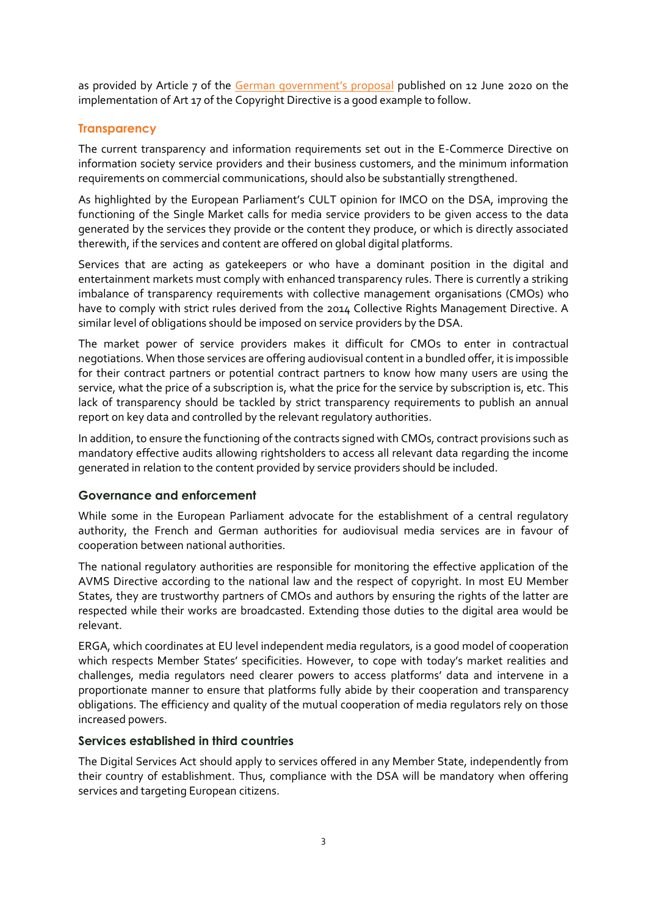as provided by Article 7 of the [German government's proposal] published on 12 June 2020 on the implementation of Art 17 of the Copyright Directive is a good example to follow.

### Transparency

The current transparency and information requirements set out in the E-Commerce Directive on information society service providers and their business customers, and the minimum information requirements on commercial communications, should also be substantially strengthened.

As highlighted by the European Parliament's CULT opinion for IMCO on the DSA, improving the functioning of the Single Market calls for media service providers to be given access to the data generated by the services they provide or the content they produce, or which is directly associated therewith, if the services and content are offered on global digital platforms.

Services that are acting as gatekeepers or who have a dominant position in the digital and entertainment markets must comply with enhanced transparency rules. There is currently a striking imbalance of transparency requirements with collective management organisations (CMOs) who have to comply with strict rules derived from the 2014 Collective Rights Management Directive. A similar level of obligations should be imposed on service providers by the DSA.

The market power of service providers makes it difficult for CMOs to enter in contractual negotiations. When those services are offering audiovisual content in a bundled offer, it is impossible for their contract partners or potential contract partners to know how many users are using the service, what the price of a subscription is, what the price for the service by subscription is, etc. This lack of transparency should be tackled by strict transparency requirements to publish an annual report on key data and controlled by the relevant regulatory authorities.

In addition, to ensure the functioning of the contracts signed with CMOs, contract provisions such as mandatory effective audits allowing rightsholders to access all relevant data regarding the income generated in relation to the content provided by service providers should be included.

### Governance and enforcement

While some in the European Parliament advocate for the establishment of a central regulatory authority, the French and German authorities for audiovisual media services are in favour of cooperation between national authorities.

The national regulatory authorities are responsible for monitoring the effective application of the AVMS Directive according to the national law and the respect of copyright. In most EU Member States, they are trustworthy partners of CMOs and authors by ensuring the rights of the latter are respected while their works are broadcasted. Extending those duties to the digital area would be relevant.

ERGA, which coordinates at EU level independent media regulators, is a good model of cooperation which respects Member States' specificities. However, to cope with today's market realities and challenges, media regulators need clearer powers to access platforms' data and intervene in a proportionate manner to ensure that platforms fully abide by their cooperation and transparency obligations. The efficiency and quality of the mutual cooperation of media regulators rely on those increased powers.

### Services established in third countries

The Digital Services Act should apply to services offered in any Member State, independently from their country of establishment. Thus, compliance with the DSA will be mandatory when offering services and targeting European citizens.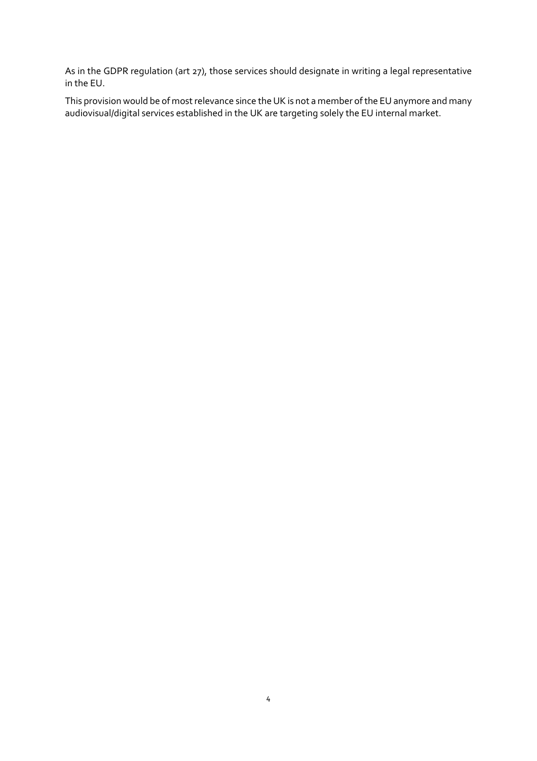As in the GDPR regulation (art 27), those services should designate in writing a legal representative in the EU.

This provision would be of most relevance since the UK is not a member of the EU anymore and many audiovisual/digital services established in the UK are targeting solely the EU internal market.